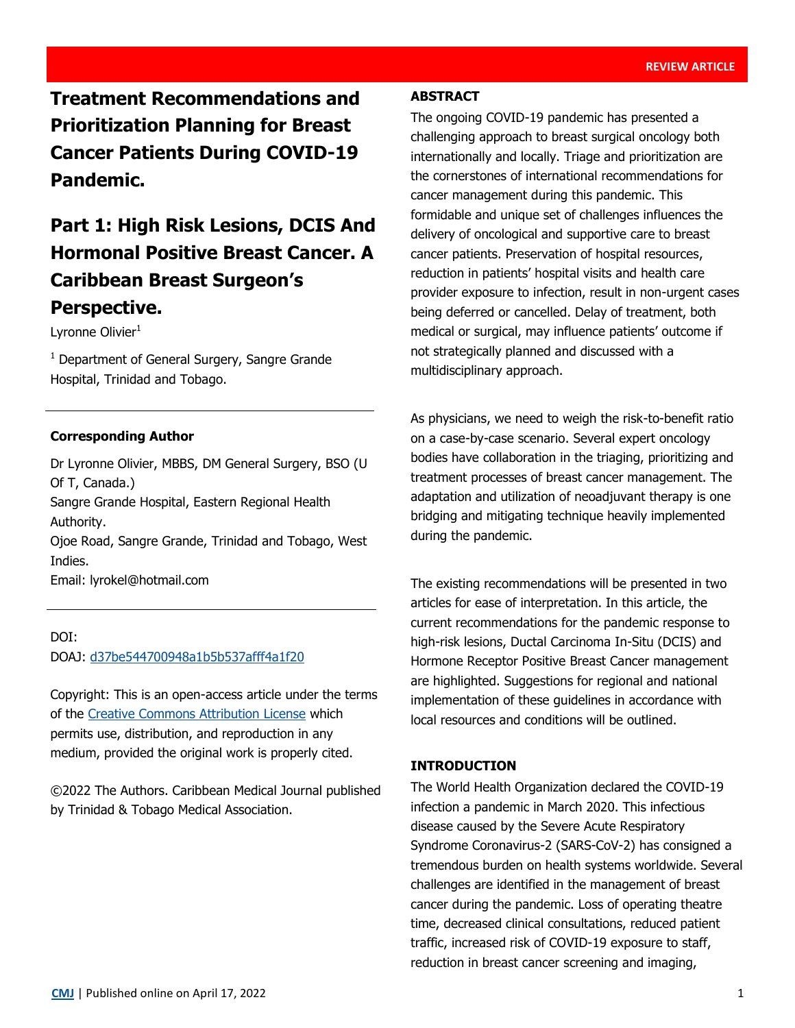REVIEW ARTICLE

# Treatment Recommendations and Prioritization Planning for Breast Cancer Patients During COVID-19 Pandemic.

# Part 1: High Risk Lesions, DCIS And Hormonal Positive Breast Cancer. A Caribbean Breast Surgeon's Perspective.

Lyronne Olivier[1]

[1] Department of General Surgery, Sangre Grande Hospital, Trinidad and Tobago.

---

**Corresponding Author**

Dr Lyronne Olivier, MBBS, DM General Surgery, BSO (U Of T, Canada.)
Sangre Grande Hospital, Eastern Regional Health Authority.
Ojoe Road, Sangre Grande, Trinidad and Tobago, West Indies.
Email: lyrokel@hotmail.com

---

DOI:
DOAJ: d37be544700948a1b5b537afff4a1f20

Copyright: This is an open-access article under the terms of the Creative Commons Attribution License which permits use, distribution, and reproduction in any medium, provided the original work is properly cited.

©2022 The Authors. Caribbean Medical Journal published by Trinidad & Tobago Medical Association.

## ABSTRACT

The ongoing COVID-19 pandemic has presented a challenging approach to breast surgical oncology both internationally and locally. Triage and prioritization are the cornerstones of international recommendations for cancer management during this pandemic. This formidable and unique set of challenges influences the delivery of oncological and supportive care to breast cancer patients. Preservation of hospital resources, reduction in patients' hospital visits and health care provider exposure to infection, result in non-urgent cases being deferred or cancelled. Delay of treatment, both medical or surgical, may influence patients' outcome if not strategically planned and discussed with a multidisciplinary approach.

As physicians, we need to weigh the risk-to-benefit ratio on a case-by-case scenario. Several expert oncology bodies have collaboration in the triaging, prioritizing and treatment processes of breast cancer management. The adaptation and utilization of neoadjuvant therapy is one bridging and mitigating technique heavily implemented during the pandemic.

The existing recommendations will be presented in two articles for ease of interpretation. In this article, the current recommendations for the pandemic response to high-risk lesions, Ductal Carcinoma In-Situ (DCIS) and Hormone Receptor Positive Breast Cancer management are highlighted. Suggestions for regional and national implementation of these guidelines in accordance with local resources and conditions will be outlined.

## INTRODUCTION

The World Health Organization declared the COVID-19 infection a pandemic in March 2020. This infectious disease caused by the Severe Acute Respiratory Syndrome Coronavirus-2 (SARS-CoV-2) has consigned a tremendous burden on health systems worldwide. Several challenges are identified in the management of breast cancer during the pandemic. Loss of operating theatre time, decreased clinical consultations, reduced patient traffic, increased risk of COVID-19 exposure to staff, reduction in breast cancer screening and imaging,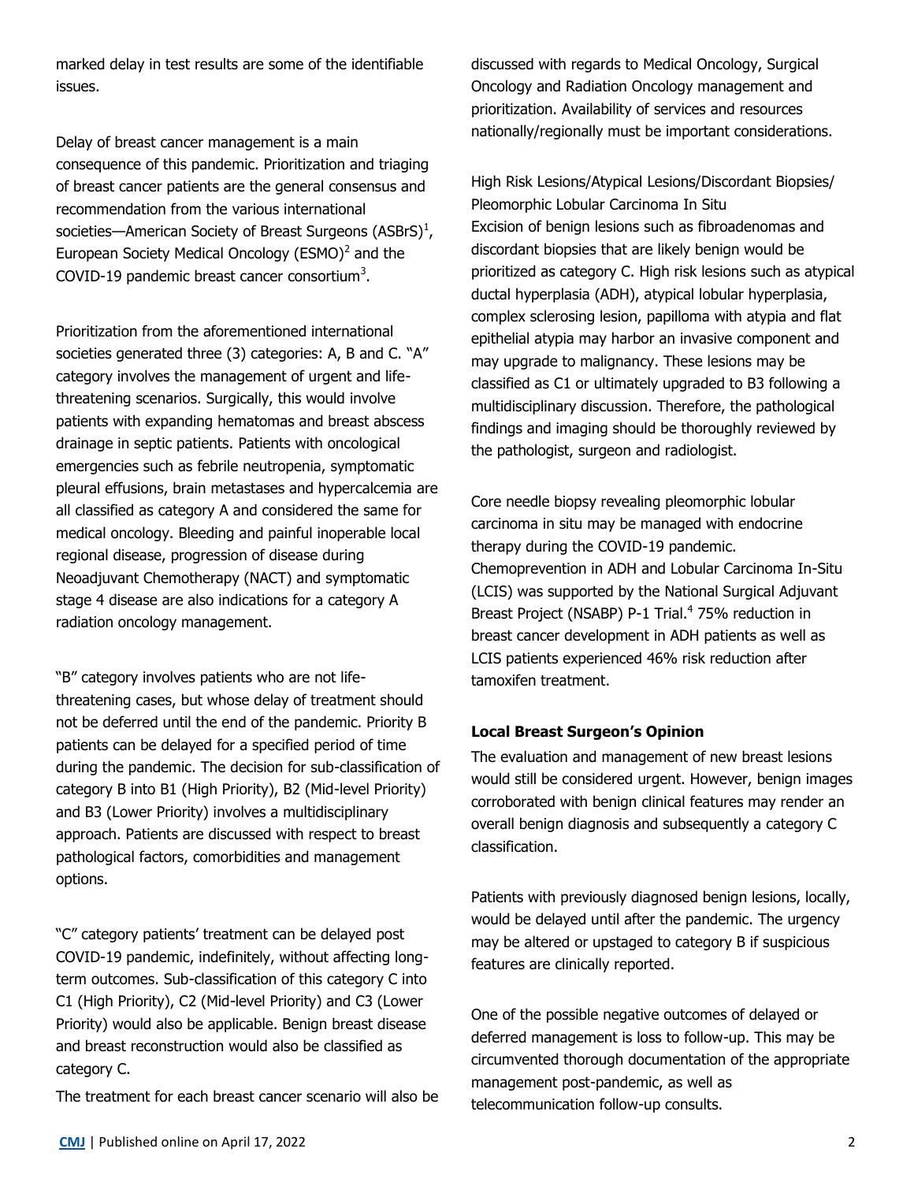marked delay in test results are some of the identifiable issues.

Delay of breast cancer management is a main consequence of this pandemic. Prioritization and triaging of breast cancer patients are the general consensus and recommendation from the various international societies—American Society of Breast Surgeons (ASBrS)[1], European Society Medical Oncology (ESMO)[2] and the COVID-19 pandemic breast cancer consortium[3].

Prioritization from the aforementioned international societies generated three (3) categories: A, B and C. "A" category involves the management of urgent and life-threatening scenarios. Surgically, this would involve patients with expanding hematomas and breast abscess drainage in septic patients. Patients with oncological emergencies such as febrile neutropenia, symptomatic pleural effusions, brain metastases and hypercalcemia are all classified as category A and considered the same for medical oncology. Bleeding and painful inoperable local regional disease, progression of disease during Neoadjuvant Chemotherapy (NACT) and symptomatic stage 4 disease are also indications for a category A radiation oncology management.

"B" category involves patients who are not life-threatening cases, but whose delay of treatment should not be deferred until the end of the pandemic. Priority B patients can be delayed for a specified period of time during the pandemic. The decision for sub-classification of category B into B1 (High Priority), B2 (Mid-level Priority) and B3 (Lower Priority) involves a multidisciplinary approach. Patients are discussed with respect to breast pathological factors, comorbidities and management options.

"C" category patients' treatment can be delayed post COVID-19 pandemic, indefinitely, without affecting long-term outcomes. Sub-classification of this category C into C1 (High Priority), C2 (Mid-level Priority) and C3 (Lower Priority) would also be applicable. Benign breast disease and breast reconstruction would also be classified as category C.

The treatment for each breast cancer scenario will also be discussed with regards to Medical Oncology, Surgical Oncology and Radiation Oncology management and prioritization. Availability of services and resources nationally/regionally must be important considerations.

High Risk Lesions/Atypical Lesions/Discordant Biopsies/ Pleomorphic Lobular Carcinoma In Situ
Excision of benign lesions such as fibroadenomas and discordant biopsies that are likely benign would be prioritized as category C. High risk lesions such as atypical ductal hyperplasia (ADH), atypical lobular hyperplasia, complex sclerosing lesion, papilloma with atypia and flat epithelial atypia may harbor an invasive component and may upgrade to malignancy. These lesions may be classified as C1 or ultimately upgraded to B3 following a multidisciplinary discussion. Therefore, the pathological findings and imaging should be thoroughly reviewed by the pathologist, surgeon and radiologist.

Core needle biopsy revealing pleomorphic lobular carcinoma in situ may be managed with endocrine therapy during the COVID-19 pandemic. Chemoprevention in ADH and Lobular Carcinoma In-Situ (LCIS) was supported by the National Surgical Adjuvant Breast Project (NSABP) P-1 Trial.[4] 75% reduction in breast cancer development in ADH patients as well as LCIS patients experienced 46% risk reduction after tamoxifen treatment.

**Local Breast Surgeon's Opinion**

The evaluation and management of new breast lesions would still be considered urgent. However, benign images corroborated with benign clinical features may render an overall benign diagnosis and subsequently a category C classification.

Patients with previously diagnosed benign lesions, locally, would be delayed until after the pandemic. The urgency may be altered or upstaged to category B if suspicious features are clinically reported.

One of the possible negative outcomes of delayed or deferred management is loss to follow-up. This may be circumvented thorough documentation of the appropriate management post-pandemic, as well as telecommunication follow-up consults.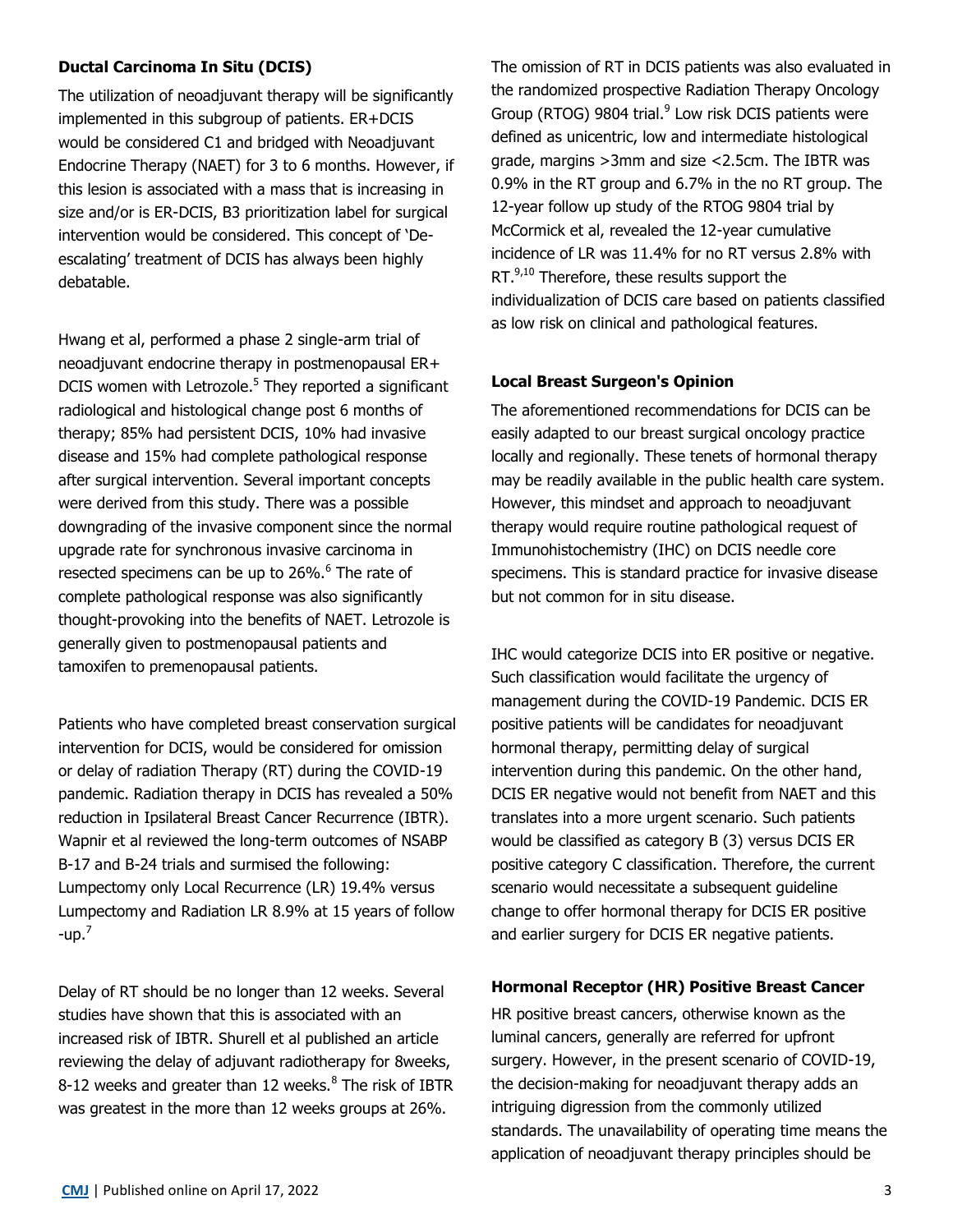### Ductal Carcinoma In Situ (DCIS)

The utilization of neoadjuvant therapy will be significantly implemented in this subgroup of patients. ER+DCIS would be considered C1 and bridged with Neoadjuvant Endocrine Therapy (NAET) for 3 to 6 months. However, if this lesion is associated with a mass that is increasing in size and/or is ER-DCIS, B3 prioritization label for surgical intervention would be considered. This concept of 'De-escalating' treatment of DCIS has always been highly debatable.

Hwang et al, performed a phase 2 single-arm trial of neoadjuvant endocrine therapy in postmenopausal ER+ DCIS women with Letrozole.[5] They reported a significant radiological and histological change post 6 months of therapy; 85% had persistent DCIS, 10% had invasive disease and 15% had complete pathological response after surgical intervention. Several important concepts were derived from this study. There was a possible downgrading of the invasive component since the normal upgrade rate for synchronous invasive carcinoma in resected specimens can be up to 26%.[6] The rate of complete pathological response was also significantly thought-provoking into the benefits of NAET. Letrozole is generally given to postmenopausal patients and tamoxifen to premenopausal patients.

Patients who have completed breast conservation surgical intervention for DCIS, would be considered for omission or delay of radiation Therapy (RT) during the COVID-19 pandemic. Radiation therapy in DCIS has revealed a 50% reduction in Ipsilateral Breast Cancer Recurrence (IBTR). Wapnir et al reviewed the long-term outcomes of NSABP B-17 and B-24 trials and surmised the following: Lumpectomy only Local Recurrence (LR) 19.4% versus Lumpectomy and Radiation LR 8.9% at 15 years of follow -up.[7]

Delay of RT should be no longer than 12 weeks. Several studies have shown that this is associated with an increased risk of IBTR. Shurell et al published an article reviewing the delay of adjuvant radiotherapy for 8weeks, 8-12 weeks and greater than 12 weeks.[8] The risk of IBTR was greatest in the more than 12 weeks groups at 26%.

The omission of RT in DCIS patients was also evaluated in the randomized prospective Radiation Therapy Oncology Group (RTOG) 9804 trial.[9] Low risk DCIS patients were defined as unicentric, low and intermediate histological grade, margins >3mm and size <2.5cm. The IBTR was 0.9% in the RT group and 6.7% in the no RT group. The 12-year follow up study of the RTOG 9804 trial by McCormick et al, revealed the 12-year cumulative incidence of LR was 11.4% for no RT versus 2.8% with RT.[9,10] Therefore, these results support the individualization of DCIS care based on patients classified as low risk on clinical and pathological features.

### Local Breast Surgeon's Opinion

The aforementioned recommendations for DCIS can be easily adapted to our breast surgical oncology practice locally and regionally. These tenets of hormonal therapy may be readily available in the public health care system. However, this mindset and approach to neoadjuvant therapy would require routine pathological request of Immunohistochemistry (IHC) on DCIS needle core specimens. This is standard practice for invasive disease but not common for in situ disease.

IHC would categorize DCIS into ER positive or negative. Such classification would facilitate the urgency of management during the COVID-19 Pandemic. DCIS ER positive patients will be candidates for neoadjuvant hormonal therapy, permitting delay of surgical intervention during this pandemic. On the other hand, DCIS ER negative would not benefit from NAET and this translates into a more urgent scenario. Such patients would be classified as category B (3) versus DCIS ER positive category C classification. Therefore, the current scenario would necessitate a subsequent guideline change to offer hormonal therapy for DCIS ER positive and earlier surgery for DCIS ER negative patients.

### Hormonal Receptor (HR) Positive Breast Cancer

HR positive breast cancers, otherwise known as the luminal cancers, generally are referred for upfront surgery. However, in the present scenario of COVID-19, the decision-making for neoadjuvant therapy adds an intriguing digression from the commonly utilized standards. The unavailability of operating time means the application of neoadjuvant therapy principles should be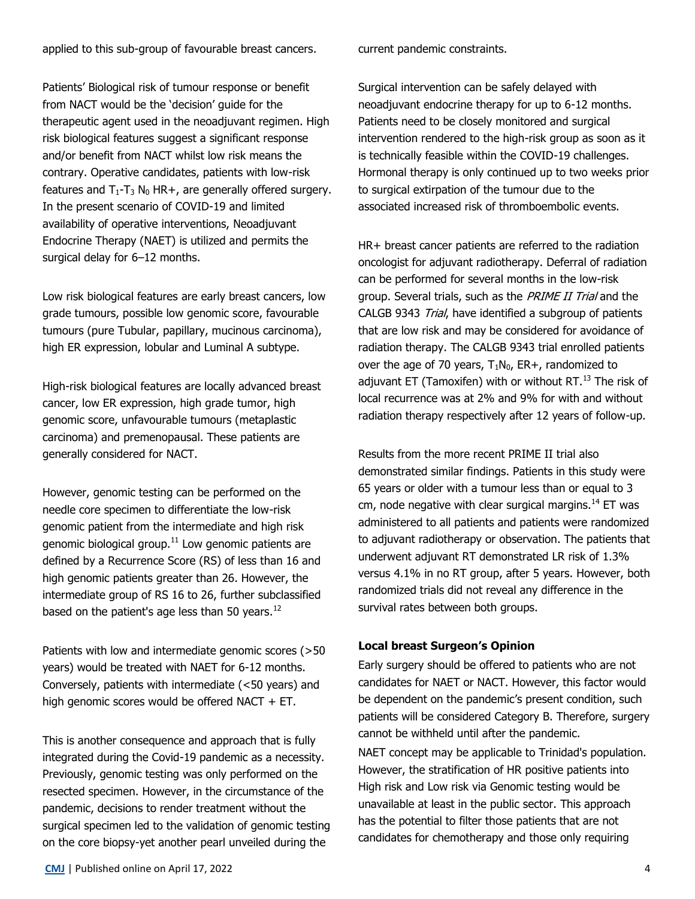applied to this sub-group of favourable breast cancers.

Patients' Biological risk of tumour response or benefit from NACT would be the 'decision' guide for the therapeutic agent used in the neoadjuvant regimen. High risk biological features suggest a significant response and/or benefit from NACT whilst low risk means the contrary. Operative candidates, patients with low-risk features and $T_1$-$T_3$ $N_0$ HR+, are generally offered surgery. In the present scenario of COVID-19 and limited availability of operative interventions, Neoadjuvant Endocrine Therapy (NAET) is utilized and permits the surgical delay for 6–12 months.

Low risk biological features are early breast cancers, low grade tumours, possible low genomic score, favourable tumours (pure Tubular, papillary, mucinous carcinoma), high ER expression, lobular and Luminal A subtype.

High-risk biological features are locally advanced breast cancer, low ER expression, high grade tumor, high genomic score, unfavourable tumours (metaplastic carcinoma) and premenopausal. These patients are generally considered for NACT.

However, genomic testing can be performed on the needle core specimen to differentiate the low-risk genomic patient from the intermediate and high risk genomic biological group.[11] Low genomic patients are defined by a Recurrence Score (RS) of less than 16 and high genomic patients greater than 26. However, the intermediate group of RS 16 to 26, further subclassified based on the patient's age less than 50 years.[12]

Patients with low and intermediate genomic scores (>50 years) would be treated with NAET for 6-12 months. Conversely, patients with intermediate (<50 years) and high genomic scores would be offered NACT + ET.

This is another consequence and approach that is fully integrated during the Covid-19 pandemic as a necessity. Previously, genomic testing was only performed on the resected specimen. However, in the circumstance of the pandemic, decisions to render treatment without the surgical specimen led to the validation of genomic testing on the core biopsy-yet another pearl unveiled during the current pandemic constraints.

Surgical intervention can be safely delayed with neoadjuvant endocrine therapy for up to 6-12 months. Patients need to be closely monitored and surgical intervention rendered to the high-risk group as soon as it is technically feasible within the COVID-19 challenges. Hormonal therapy is only continued up to two weeks prior to surgical extirpation of the tumour due to the associated increased risk of thromboembolic events.

HR+ breast cancer patients are referred to the radiation oncologist for adjuvant radiotherapy. Deferral of radiation can be performed for several months in the low-risk group. Several trials, such as the *PRIME II Trial* and the CALGB 9343 *Trial*, have identified a subgroup of patients that are low risk and may be considered for avoidance of radiation therapy. The CALGB 9343 trial enrolled patients over the age of 70 years, $T_1N_0$, ER+, randomized to adjuvant ET (Tamoxifen) with or without RT.[13] The risk of local recurrence was at 2% and 9% for with and without radiation therapy respectively after 12 years of follow-up.

Results from the more recent PRIME II trial also demonstrated similar findings. Patients in this study were 65 years or older with a tumour less than or equal to 3 cm, node negative with clear surgical margins.[14] ET was administered to all patients and patients were randomized to adjuvant radiotherapy or observation. The patients that underwent adjuvant RT demonstrated LR risk of 1.3% versus 4.1% in no RT group, after 5 years. However, both randomized trials did not reveal any difference in the survival rates between both groups.

**Local breast Surgeon's Opinion**

Early surgery should be offered to patients who are not candidates for NAET or NACT. However, this factor would be dependent on the pandemic's present condition, such patients will be considered Category B. Therefore, surgery cannot be withheld until after the pandemic.

NAET concept may be applicable to Trinidad's population. However, the stratification of HR positive patients into High risk and Low risk via Genomic testing would be unavailable at least in the public sector. This approach has the potential to filter those patients that are not candidates for chemotherapy and those only requiring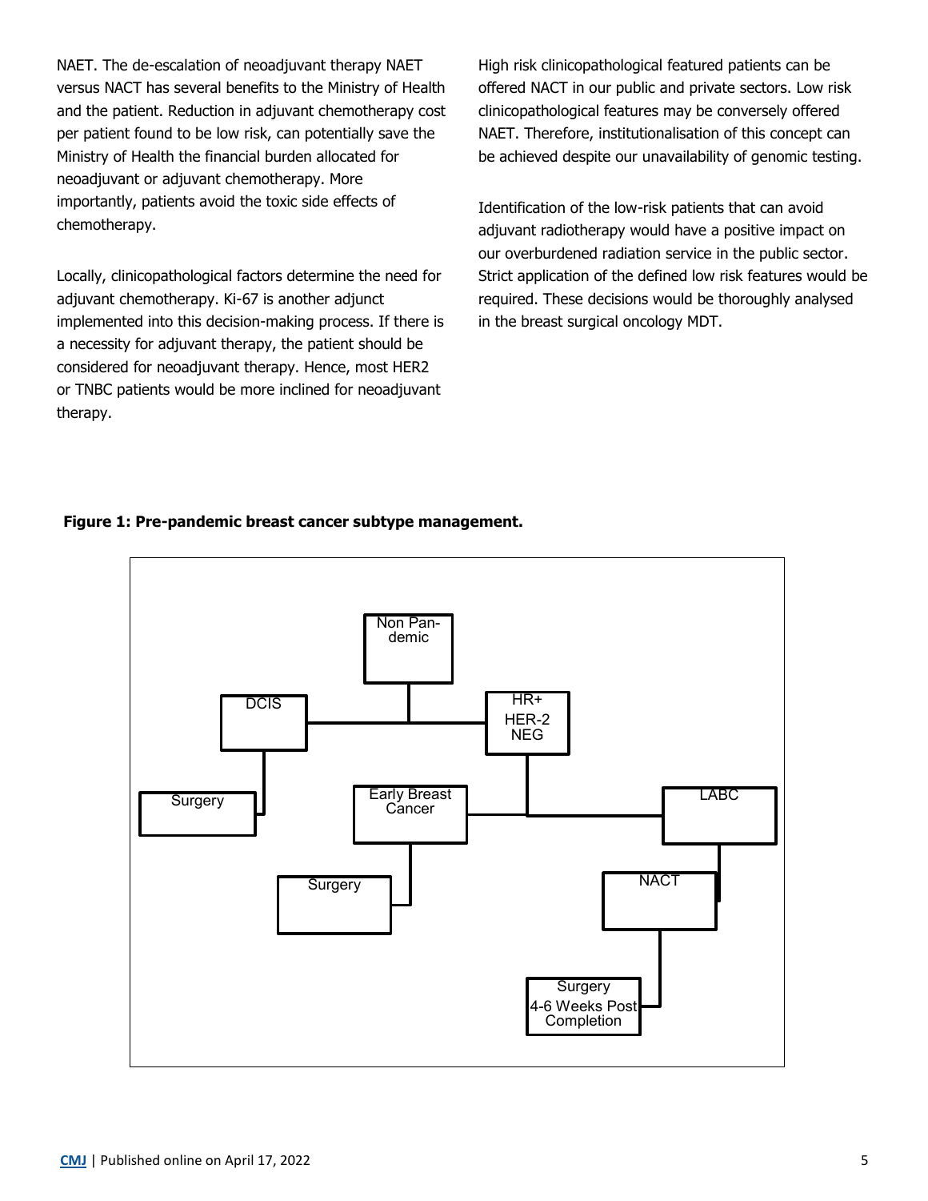NAET. The de-escalation of neoadjuvant therapy NAET versus NACT has several benefits to the Ministry of Health and the patient. Reduction in adjuvant chemotherapy cost per patient found to be low risk, can potentially save the Ministry of Health the financial burden allocated for neoadjuvant or adjuvant chemotherapy. More importantly, patients avoid the toxic side effects of chemotherapy.

Locally, clinicopathological factors determine the need for adjuvant chemotherapy. Ki-67 is another adjunct implemented into this decision-making process. If there is a necessity for adjuvant therapy, the patient should be considered for neoadjuvant therapy. Hence, most HER2 or TNBC patients would be more inclined for neoadjuvant therapy.

High risk clinicopathological featured patients can be offered NACT in our public and private sectors. Low risk clinicopathological features may be conversely offered NAET. Therefore, institutionalisation of this concept can be achieved despite our unavailability of genomic testing.

Identification of the low-risk patients that can avoid adjuvant radiotherapy would have a positive impact on our overburdened radiation service in the public sector. Strict application of the defined low risk features would be required. These decisions would be thoroughly analysed in the breast surgical oncology MDT.

**Figure 1: Pre-pandemic breast cancer subtype management.**

Non Pan-demic

DCIS

HR+ HER-2 NEG

Surgery

Early Breast Cancer

LABC

Surgery

NACT

Surgery 4-6 Weeks Post Completion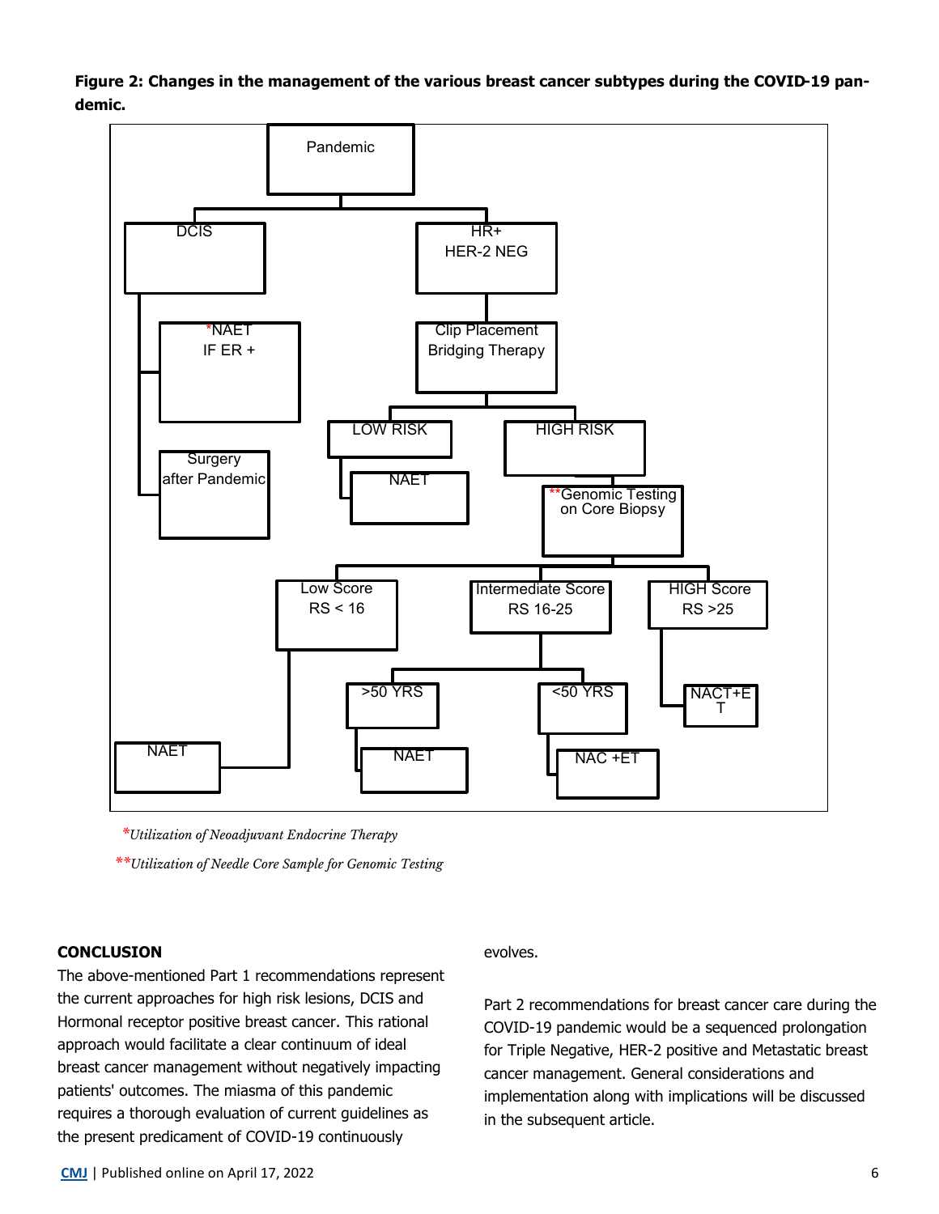**Figure 2: Changes in the management of the various breast cancer subtypes during the COVID-19 pandemic.**

- Pandemic
  - DCIS
    - *NAET IF ER +
    - Surgery after Pandemic
  - HR+ HER-2 NEG
    - Clip Placement Bridging Therapy
      - LOW RISK
        - NAET
      - HIGH RISK
        - **Genomic Testing on Core Biopsy
          - Low Score RS < 16
            - NAET
          - Intermediate Score RS 16-25
            - >50 YRS
              - NAET
            - <50 YRS
              - NAC +ET
          - HIGH Score RS >25
            - NACT+ET

**Utilization of Neoadjuvant Endocrine Therapy*

***Utilization of Needle Core Sample for Genomic Testing*

## CONCLUSION

The above-mentioned Part 1 recommendations represent the current approaches for high risk lesions, DCIS and Hormonal receptor positive breast cancer. This rational approach would facilitate a clear continuum of ideal breast cancer management without negatively impacting patients' outcomes. The miasma of this pandemic requires a thorough evaluation of current guidelines as the present predicament of COVID-19 continuously evolves.

Part 2 recommendations for breast cancer care during the COVID-19 pandemic would be a sequenced prolongation for Triple Negative, HER-2 positive and Metastatic breast cancer management. General considerations and implementation along with implications will be discussed in the subsequent article.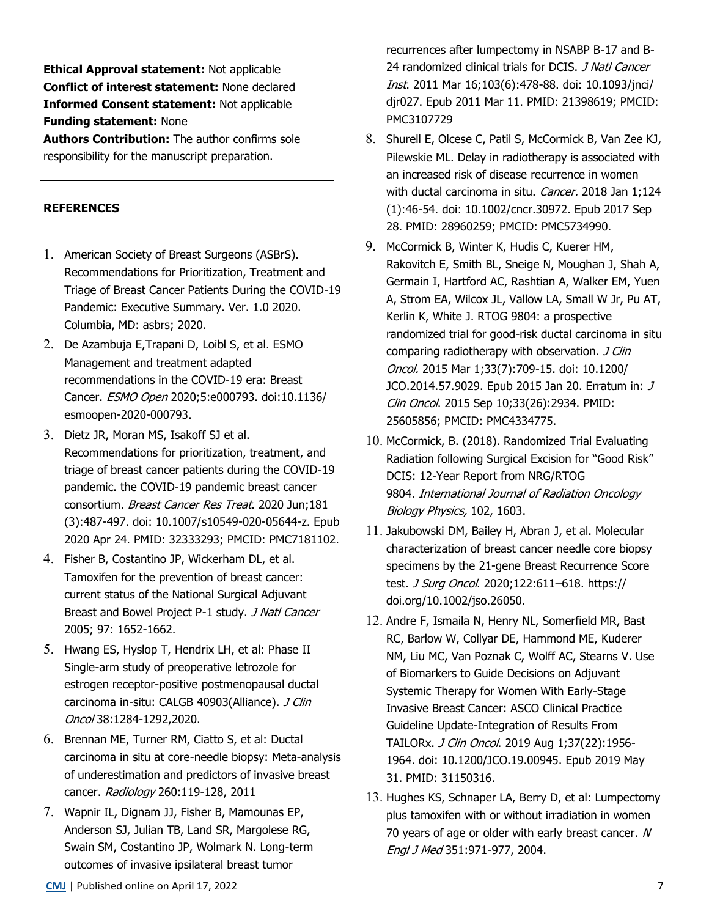**Ethical Approval statement:** Not applicable
**Conflict of interest statement:** None declared
**Informed Consent statement:** Not applicable
**Funding statement:** None
**Authors Contribution:** The author confirms sole responsibility for the manuscript preparation.

---

**REFERENCES**

1. American Society of Breast Surgeons (ASBrS). Recommendations for Prioritization, Treatment and Triage of Breast Cancer Patients During the COVID-19 Pandemic: Executive Summary. Ver. 1.0 2020. Columbia, MD: asbrs; 2020.
2. De Azambuja E,Trapani D, Loibl S, et al. ESMO Management and treatment adapted recommendations in the COVID-19 era: Breast Cancer. *ESMO Open* 2020;5:e000793. doi:10.1136/esmoopen-2020-000793.
3. Dietz JR, Moran MS, Isakoff SJ et al. Recommendations for prioritization, treatment, and triage of breast cancer patients during the COVID-19 pandemic. the COVID-19 pandemic breast cancer consortium. *Breast Cancer Res Treat*. 2020 Jun;181 (3):487-497. doi: 10.1007/s10549-020-05644-z. Epub 2020 Apr 24. PMID: 32333293; PMCID: PMC7181102.
4. Fisher B, Costantino JP, Wickerham DL, et al. Tamoxifen for the prevention of breast cancer: current status of the National Surgical Adjuvant Breast and Bowel Project P-1 study. *J Natl Cancer* 2005; 97: 1652-1662.
5. Hwang ES, Hyslop T, Hendrix LH, et al: Phase II Single-arm study of preoperative letrozole for estrogen receptor-positive postmenopausal ductal carcinoma in-situ: CALGB 40903(Alliance). *J Clin Oncol* 38:1284-1292,2020.
6. Brennan ME, Turner RM, Ciatto S, et al: Ductal carcinoma in situ at core-needle biopsy: Meta-analysis of underestimation and predictors of invasive breast cancer. *Radiology* 260:119-128, 2011
7. Wapnir IL, Dignam JJ, Fisher B, Mamounas EP, Anderson SJ, Julian TB, Land SR, Margolese RG, Swain SM, Costantino JP, Wolmark N. Long-term outcomes of invasive ipsilateral breast tumor recurrences after lumpectomy in NSABP B-17 and B-24 randomized clinical trials for DCIS. *J Natl Cancer Inst*. 2011 Mar 16;103(6):478-88. doi: 10.1093/jnci/djr027. Epub 2011 Mar 11. PMID: 21398619; PMCID: PMC3107729
8. Shurell E, Olcese C, Patil S, McCormick B, Van Zee KJ, Pilewskie ML. Delay in radiotherapy is associated with an increased risk of disease recurrence in women with ductal carcinoma in situ. *Cancer.* 2018 Jan 1;124 (1):46-54. doi: 10.1002/cncr.30972. Epub 2017 Sep 28. PMID: 28960259; PMCID: PMC5734990.
9. McCormick B, Winter K, Hudis C, Kuerer HM, Rakovitch E, Smith BL, Sneige N, Moughan J, Shah A, Germain I, Hartford AC, Rashtian A, Walker EM, Yuen A, Strom EA, Wilcox JL, Vallow LA, Small W Jr, Pu AT, Kerlin K, White J. RTOG 9804: a prospective randomized trial for good-risk ductal carcinoma in situ comparing radiotherapy with observation. *J Clin Oncol.* 2015 Mar 1;33(7):709-15. doi: 10.1200/JCO.2014.57.9029. Epub 2015 Jan 20. Erratum in: *J Clin Oncol*. 2015 Sep 10;33(26):2934. PMID: 25605856; PMCID: PMC4334775.
10. McCormick, B. (2018). Randomized Trial Evaluating Radiation following Surgical Excision for "Good Risk" DCIS: 12-Year Report from NRG/RTOG 9804. *International Journal of Radiation Oncology Biology Physics,* 102, 1603.
11. Jakubowski DM, Bailey H, Abran J, et al. Molecular characterization of breast cancer needle core biopsy specimens by the 21-gene Breast Recurrence Score test. *J Surg Oncol*. 2020;122:611–618. https://doi.org/10.1002/jso.26050.
12. Andre F, Ismaila N, Henry NL, Somerfield MR, Bast RC, Barlow W, Collyar DE, Hammond ME, Kuderer NM, Liu MC, Van Poznak C, Wolff AC, Stearns V. Use of Biomarkers to Guide Decisions on Adjuvant Systemic Therapy for Women With Early-Stage Invasive Breast Cancer: ASCO Clinical Practice Guideline Update-Integration of Results From TAILORx. *J Clin Oncol*. 2019 Aug 1;37(22):1956-1964. doi: 10.1200/JCO.19.00945. Epub 2019 May 31. PMID: 31150316.
13. Hughes KS, Schnaper LA, Berry D, et al: Lumpectomy plus tamoxifen with or without irradiation in women 70 years of age or older with early breast cancer. *N Engl J Med* 351:971-977, 2004.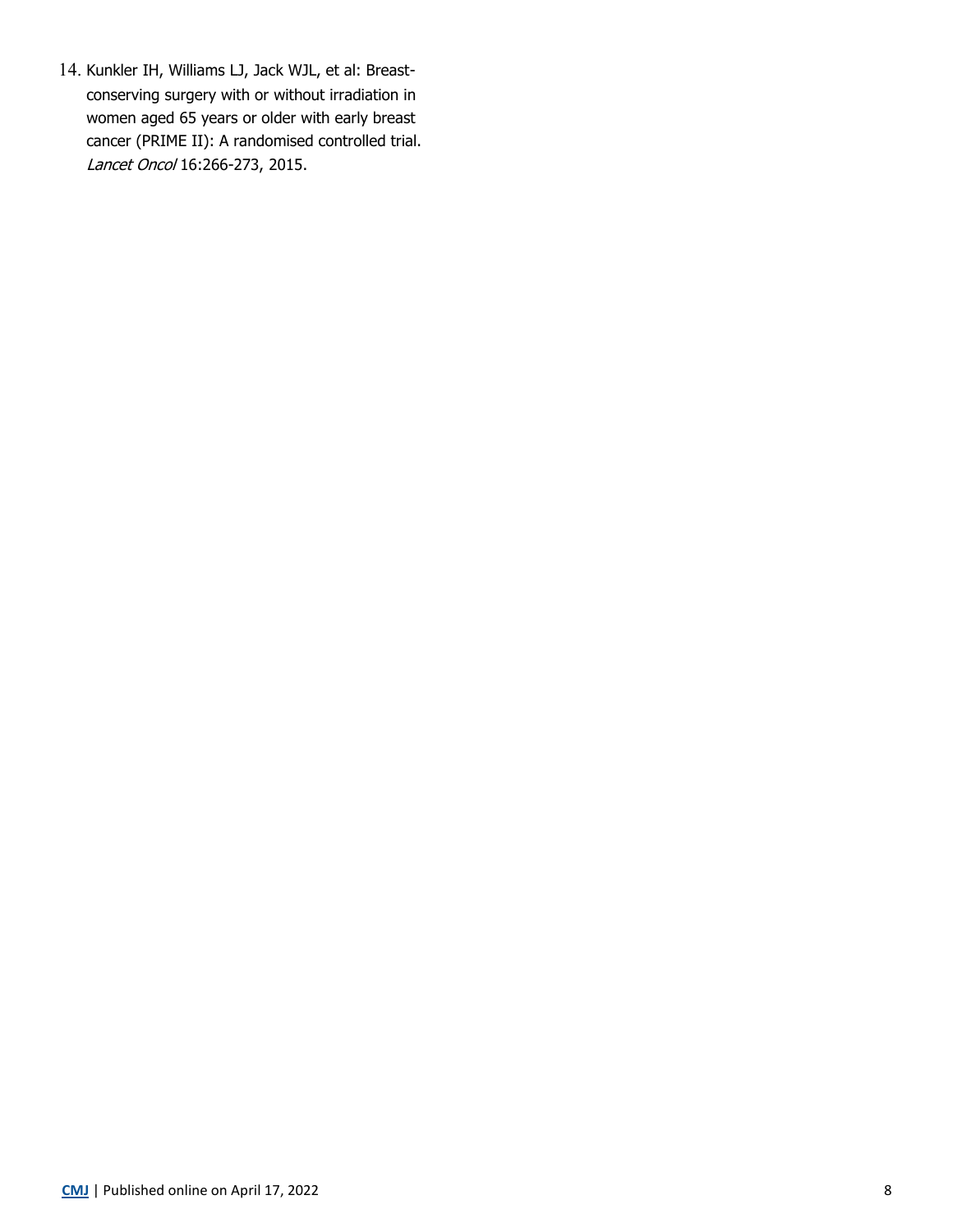14. Kunkler IH, Williams LJ, Jack WJL, et al: Breast-conserving surgery with or without irradiation in women aged 65 years or older with early breast cancer (PRIME II): A randomised controlled trial. *Lancet Oncol* 16:266-273, 2015.